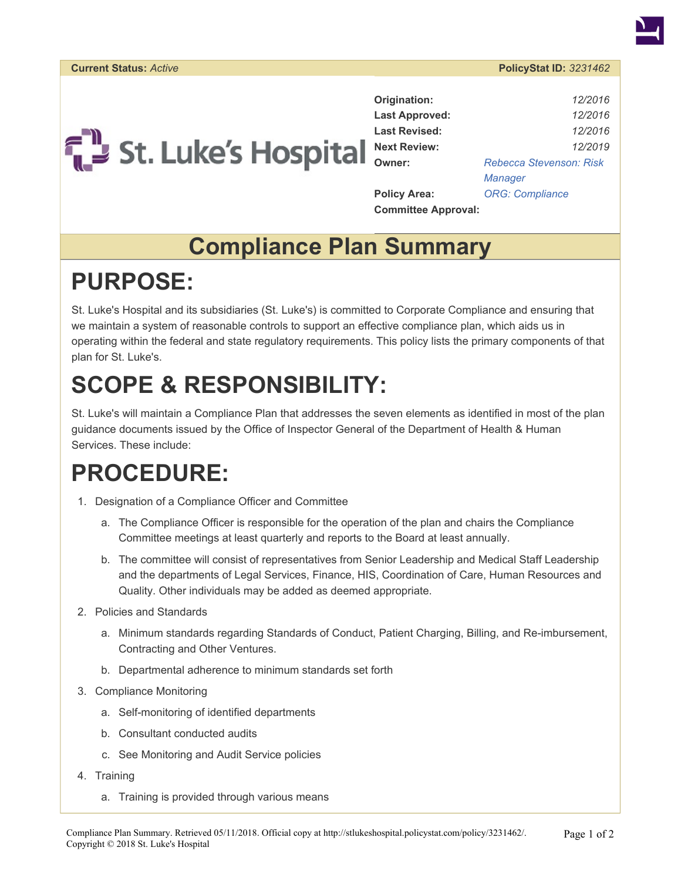**Current Status:** *Active* **PolicyStat ID:** *3231462*

St. Luke's Hospital

| | |
|---|---|
| **Origination:** | *12/2016* |
| **Last Approved:** | *12/2016* |
| **Last Revised:** | *12/2016* |
| **Next Review:** | *12/2019* |
| **Owner:** | *Rebecca Stevenson: Risk Manager* |
| **Policy Area:** | *ORG: Compliance* |
| **Committee Approval:** | |

# Compliance Plan Summary

## PURPOSE:

St. Luke's Hospital and its subsidiaries (St. Luke's) is committed to Corporate Compliance and ensuring that we maintain a system of reasonable controls to support an effective compliance plan, which aids us in operating within the federal and state regulatory requirements. This policy lists the primary components of that plan for St. Luke's.

## SCOPE & RESPONSIBILITY:

St. Luke's will maintain a Compliance Plan that addresses the seven elements as identified in most of the plan guidance documents issued by the Office of Inspector General of the Department of Health & Human Services. These include:

## PROCEDURE:

1. Designation of a Compliance Officer and Committee
   a. The Compliance Officer is responsible for the operation of the plan and chairs the Compliance Committee meetings at least quarterly and reports to the Board at least annually.
   b. The committee will consist of representatives from Senior Leadership and Medical Staff Leadership and the departments of Legal Services, Finance, HIS, Coordination of Care, Human Resources and Quality. Other individuals may be added as deemed appropriate.
2. Policies and Standards
   a. Minimum standards regarding Standards of Conduct, Patient Charging, Billing, and Re-imbursement, Contracting and Other Ventures.
   b. Departmental adherence to minimum standards set forth
3. Compliance Monitoring
   a. Self-monitoring of identified departments
   b. Consultant conducted audits
   c. See Monitoring and Audit Service policies
4. Training
   a. Training is provided through various means

Compliance Plan Summary. Retrieved 05/11/2018. Official copy at http://stlukeshospital.policystat.com/policy/3231462/. Copyright © 2018 St. Luke's Hospital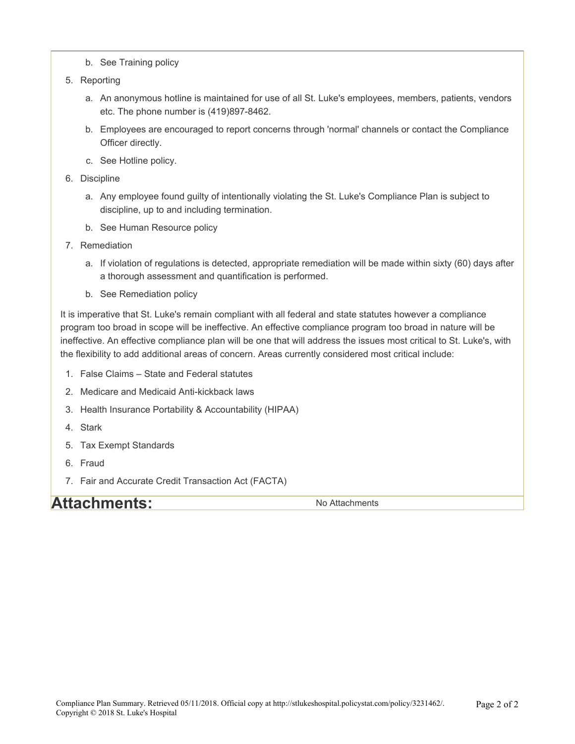b. See Training policy

5. Reporting

   a. An anonymous hotline is maintained for use of all St. Luke's employees, members, patients, vendors etc. The phone number is (419)897-8462.

   b. Employees are encouraged to report concerns through 'normal' channels or contact the Compliance Officer directly.

   c. See Hotline policy.

6. Discipline

   a. Any employee found guilty of intentionally violating the St. Luke's Compliance Plan is subject to discipline, up to and including termination.

   b. See Human Resource policy

7. Remediation

   a. If violation of regulations is detected, appropriate remediation will be made within sixty (60) days after a thorough assessment and quantification is performed.

   b. See Remediation policy

It is imperative that St. Luke's remain compliant with all federal and state statutes however a compliance program too broad in scope will be ineffective. An effective compliance program too broad in nature will be ineffective. An effective compliance plan will be one that will address the issues most critical to St. Luke's, with the flexibility to add additional areas of concern. Areas currently considered most critical include:

1. False Claims – State and Federal statutes
2. Medicare and Medicaid Anti-kickback laws
3. Health Insurance Portability & Accountability (HIPAA)
4. Stark
5. Tax Exempt Standards
6. Fraud
7. Fair and Accurate Credit Transaction Act (FACTA)

## Attachments:

No Attachments

Compliance Plan Summary. Retrieved 05/11/2018. Official copy at http://stlukeshospital.policystat.com/policy/3231462/. Copyright © 2018 St. Luke's Hospital